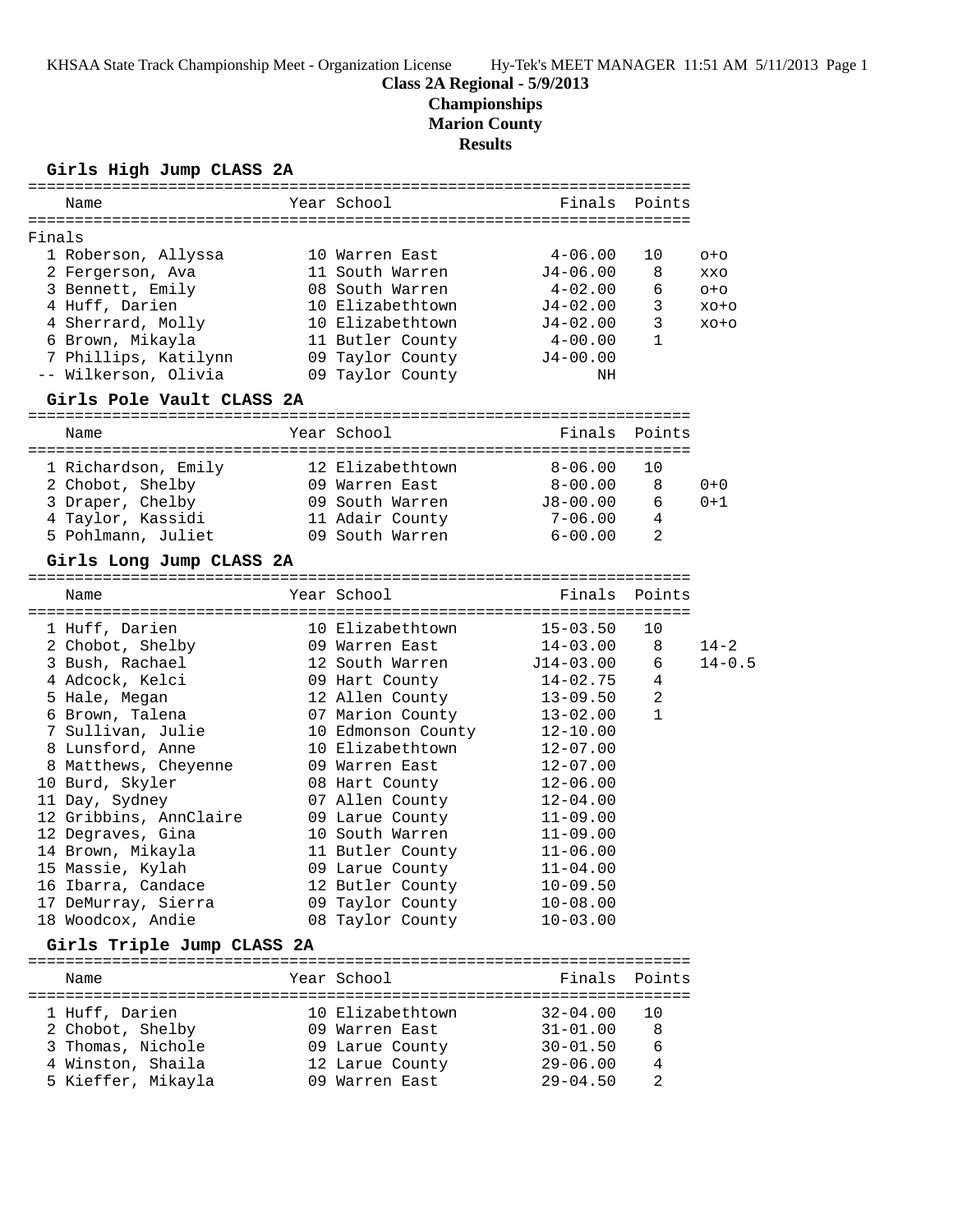KHSAA State Track Championship Meet - Organization License    Hy-Tek's MEET MANAGER 11:51 AM 5/11/2013

# Class 2A Regional - 5/9/2013
## Championships
## Marion County
## Results

### Girls High Jump CLASS 2A

Finals

| Place | Name | Year | School | Finals | Points | |
|---|---|---|---|---|---|---|
| 1 | Roberson, Allyssa | 10 | Warren East | 4-06.00 | 10 | o+o |
| 2 | Fergerson, Ava | 11 | South Warren | J4-06.00 | 8 | xxo |
| 3 | Bennett, Emily | 08 | South Warren | 4-02.00 | 6 | o+o |
| 4 | Huff, Darien | 10 | Elizabethtown | J4-02.00 | 3 | xo+o |
| 4 | Sherrard, Molly | 10 | Elizabethtown | J4-02.00 | 3 | xo+o |
| 6 | Brown, Mikayla | 11 | Butler County | 4-00.00 | 1 | |
| 7 | Phillips, Katilynn | 09 | Taylor County | J4-00.00 | | |
| -- | Wilkerson, Olivia | 09 | Taylor County | NH | | |

### Girls Pole Vault CLASS 2A

| Place | Name | Year | School | Finals | Points | |
|---|---|---|---|---|---|---|
| 1 | Richardson, Emily | 12 | Elizabethtown | 8-06.00 | 10 | |
| 2 | Chobot, Shelby | 09 | Warren East | 8-00.00 | 8 | 0+0 |
| 3 | Draper, Chelby | 09 | South Warren | J8-00.00 | 6 | 0+1 |
| 4 | Taylor, Kassidi | 11 | Adair County | 7-06.00 | 4 | |
| 5 | Pohlmann, Juliet | 09 | South Warren | 6-00.00 | 2 | |

### Girls Long Jump CLASS 2A

| Place | Name | Year | School | Finals | Points | |
|---|---|---|---|---|---|---|
| 1 | Huff, Darien | 10 | Elizabethtown | 15-03.50 | 10 | |
| 2 | Chobot, Shelby | 09 | Warren East | 14-03.00 | 8 | 14-2 |
| 3 | Bush, Rachael | 12 | South Warren | J14-03.00 | 6 | 14-0.5 |
| 4 | Adcock, Kelci | 09 | Hart County | 14-02.75 | 4 | |
| 5 | Hale, Megan | 12 | Allen County | 13-09.50 | 2 | |
| 6 | Brown, Talena | 07 | Marion County | 13-02.00 | 1 | |
| 7 | Sullivan, Julie | 10 | Edmonson County | 12-10.00 | | |
| 8 | Lunsford, Anne | 10 | Elizabethtown | 12-07.00 | | |
| 8 | Matthews, Cheyenne | 09 | Warren East | 12-07.00 | | |
| 10 | Burd, Skyler | 08 | Hart County | 12-06.00 | | |
| 11 | Day, Sydney | 07 | Allen County | 12-04.00 | | |
| 12 | Gribbins, AnnClaire | 09 | Larue County | 11-09.00 | | |
| 12 | Degraves, Gina | 10 | South Warren | 11-09.00 | | |
| 14 | Brown, Mikayla | 11 | Butler County | 11-06.00 | | |
| 15 | Massie, Kylah | 09 | Larue County | 11-04.00 | | |
| 16 | Ibarra, Candace | 12 | Butler County | 10-09.50 | | |
| 17 | DeMurray, Sierra | 09 | Taylor County | 10-08.00 | | |
| 18 | Woodcox, Andie | 08 | Taylor County | 10-03.00 | | |

### Girls Triple Jump CLASS 2A

| Place | Name | Year | School | Finals | Points |
|---|---|---|---|---|---|
| 1 | Huff, Darien | 10 | Elizabethtown | 32-04.00 | 10 |
| 2 | Chobot, Shelby | 09 | Warren East | 31-01.00 | 8 |
| 3 | Thomas, Nichole | 09 | Larue County | 30-01.50 | 6 |
| 4 | Winston, Shaila | 12 | Larue County | 29-06.00 | 4 |
| 5 | Kieffer, Mikayla | 09 | Warren East | 29-04.50 | 2 |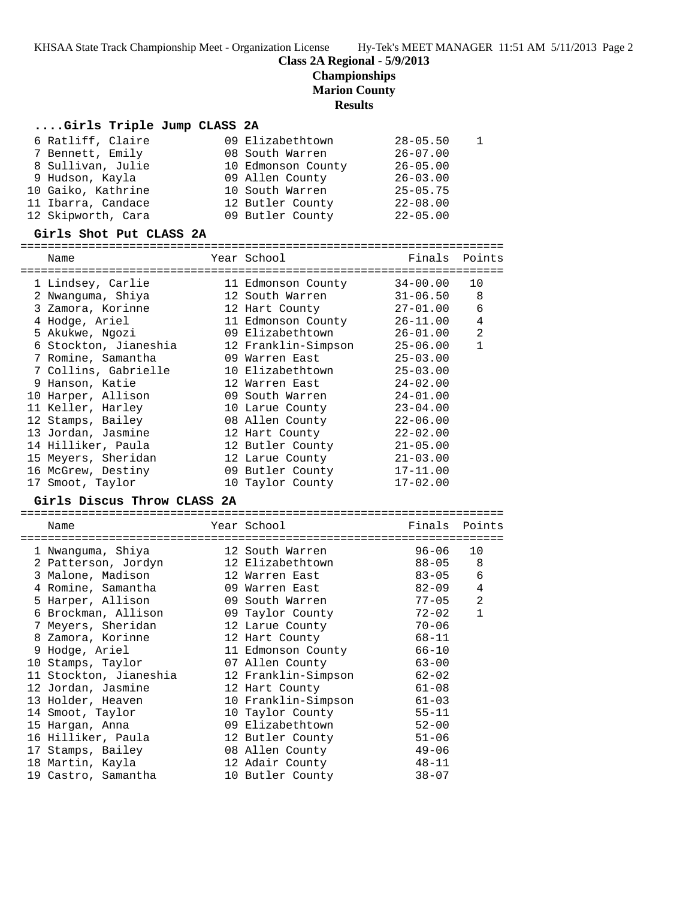**Class 2A Regional - 5/9/2013**
**Championships**
**Marion County**
**Results**

### ....Girls Triple Jump CLASS 2A

| | Name | Year | School | Finals | Points |
|---|---|---|---|---|---|
| 6 | Ratliff, Claire | 09 | Elizabethtown | 28-05.50 | 1 |
| 7 | Bennett, Emily | 08 | South Warren | 26-07.00 | |
| 8 | Sullivan, Julie | 10 | Edmonson County | 26-05.00 | |
| 9 | Hudson, Kayla | 09 | Allen County | 26-03.00 | |
| 10 | Gaiko, Kathrine | 10 | South Warren | 25-05.75 | |
| 11 | Ibarra, Candace | 12 | Butler County | 22-08.00 | |
| 12 | Skipworth, Cara | 09 | Butler County | 22-05.00 | |

### Girls Shot Put CLASS 2A

| | Name | Year | School | Finals | Points |
|---|---|---|---|---|---|
| 1 | Lindsey, Carlie | 11 | Edmonson County | 34-00.00 | 10 |
| 2 | Nwanguma, Shiya | 12 | South Warren | 31-06.50 | 8 |
| 3 | Zamora, Korinne | 12 | Hart County | 27-01.00 | 6 |
| 4 | Hodge, Ariel | 11 | Edmonson County | 26-11.00 | 4 |
| 5 | Akukwe, Ngozi | 09 | Elizabethtown | 26-01.00 | 2 |
| 6 | Stockton, Jianeshia | 12 | Franklin-Simpson | 25-06.00 | 1 |
| 7 | Romine, Samantha | 09 | Warren East | 25-03.00 | |
| 7 | Collins, Gabrielle | 10 | Elizabethtown | 25-03.00 | |
| 9 | Hanson, Katie | 12 | Warren East | 24-02.00 | |
| 10 | Harper, Allison | 09 | South Warren | 24-01.00 | |
| 11 | Keller, Harley | 10 | Larue County | 23-04.00 | |
| 12 | Stamps, Bailey | 08 | Allen County | 22-06.00 | |
| 13 | Jordan, Jasmine | 12 | Hart County | 22-02.00 | |
| 14 | Hilliker, Paula | 12 | Butler County | 21-05.00 | |
| 15 | Meyers, Sheridan | 12 | Larue County | 21-03.00 | |
| 16 | McGrew, Destiny | 09 | Butler County | 17-11.00 | |
| 17 | Smoot, Taylor | 10 | Taylor County | 17-02.00 | |

### Girls Discus Throw CLASS 2A

| | Name | Year | School | Finals | Points |
|---|---|---|---|---|---|
| 1 | Nwanguma, Shiya | 12 | South Warren | 96-06 | 10 |
| 2 | Patterson, Jordyn | 12 | Elizabethtown | 88-05 | 8 |
| 3 | Malone, Madison | 12 | Warren East | 83-05 | 6 |
| 4 | Romine, Samantha | 09 | Warren East | 82-09 | 4 |
| 5 | Harper, Allison | 09 | South Warren | 77-05 | 2 |
| 6 | Brockman, Allison | 09 | Taylor County | 72-02 | 1 |
| 7 | Meyers, Sheridan | 12 | Larue County | 70-06 | |
| 8 | Zamora, Korinne | 12 | Hart County | 68-11 | |
| 9 | Hodge, Ariel | 11 | Edmonson County | 66-10 | |
| 10 | Stamps, Taylor | 07 | Allen County | 63-00 | |
| 11 | Stockton, Jianeshia | 12 | Franklin-Simpson | 62-02 | |
| 12 | Jordan, Jasmine | 12 | Hart County | 61-08 | |
| 13 | Holder, Heaven | 10 | Franklin-Simpson | 61-03 | |
| 14 | Smoot, Taylor | 10 | Taylor County | 55-11 | |
| 15 | Hargan, Anna | 09 | Elizabethtown | 52-00 | |
| 16 | Hilliker, Paula | 12 | Butler County | 51-06 | |
| 17 | Stamps, Bailey | 08 | Allen County | 49-06 | |
| 18 | Martin, Kayla | 12 | Adair County | 48-11 | |
| 19 | Castro, Samantha | 10 | Butler County | 38-07 | |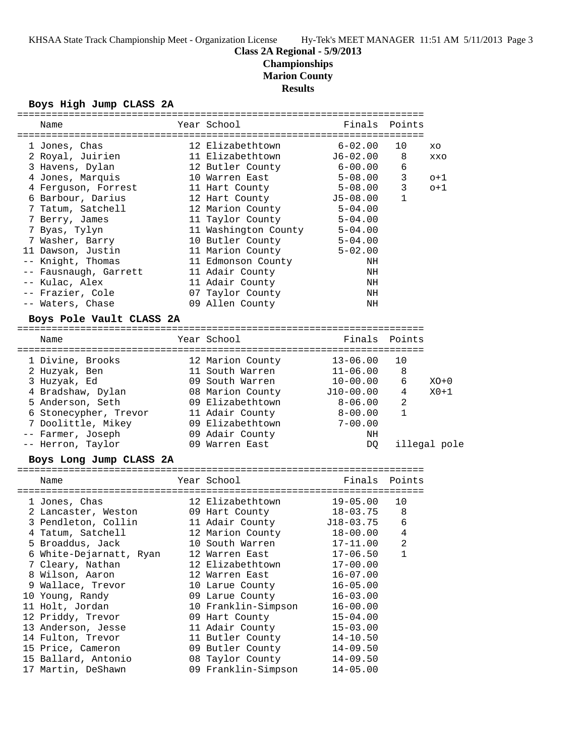## Class 2A Regional - 5/9/2013
## Championships
## Marion County
## Results

### Boys High Jump CLASS 2A

| Place | Name | Year | School | Finals | Points | |
|---|---|---|---|---|---|---|
| 1 | Jones, Chas | 12 | Elizabethtown | 6-02.00 | 10 | xo |
| 2 | Royal, Juirien | 11 | Elizabethtown | J6-02.00 | 8 | xxo |
| 3 | Havens, Dylan | 12 | Butler County | 6-00.00 | 6 | |
| 4 | Jones, Marquis | 10 | Warren East | 5-08.00 | 3 | o+1 |
| 4 | Ferguson, Forrest | 11 | Hart County | 5-08.00 | 3 | o+1 |
| 6 | Barbour, Darius | 12 | Hart County | J5-08.00 | 1 | |
| 7 | Tatum, Satchell | 12 | Marion County | 5-04.00 | | |
| 7 | Berry, James | 11 | Taylor County | 5-04.00 | | |
| 7 | Byas, Tylyn | 11 | Washington County | 5-04.00 | | |
| 7 | Washer, Barry | 10 | Butler County | 5-04.00 | | |
| 11 | Dawson, Justin | 11 | Marion County | 5-02.00 | | |
| -- | Knight, Thomas | 11 | Edmonson County | NH | | |
| -- | Fausnaugh, Garrett | 11 | Adair County | NH | | |
| -- | Kulac, Alex | 11 | Adair County | NH | | |
| -- | Frazier, Cole | 07 | Taylor County | NH | | |
| -- | Waters, Chase | 09 | Allen County | NH | | |

### Boys Pole Vault CLASS 2A

| Place | Name | Year | School | Finals | Points | |
|---|---|---|---|---|---|---|
| 1 | Divine, Brooks | 12 | Marion County | 13-06.00 | 10 | |
| 2 | Huzyak, Ben | 11 | South Warren | 11-06.00 | 8 | |
| 3 | Huzyak, Ed | 09 | South Warren | 10-00.00 | 6 | XO+0 |
| 4 | Bradshaw, Dylan | 08 | Marion County | J10-00.00 | 4 | X0+1 |
| 5 | Anderson, Seth | 09 | Elizabethtown | 8-06.00 | 2 | |
| 6 | Stonecypher, Trevor | 11 | Adair County | 8-00.00 | 1 | |
| 7 | Doolittle, Mikey | 09 | Elizabethtown | 7-00.00 | | |
| -- | Farmer, Joseph | 09 | Adair County | NH | | |
| -- | Herron, Taylor | 09 | Warren East | DQ | illegal pole | |

### Boys Long Jump CLASS 2A

| Place | Name | Year | School | Finals | Points |
|---|---|---|---|---|---|
| 1 | Jones, Chas | 12 | Elizabethtown | 19-05.00 | 10 |
| 2 | Lancaster, Weston | 09 | Hart County | 18-03.75 | 8 |
| 3 | Pendleton, Collin | 11 | Adair County | J18-03.75 | 6 |
| 4 | Tatum, Satchell | 12 | Marion County | 18-00.00 | 4 |
| 5 | Broaddus, Jack | 10 | South Warren | 17-11.00 | 2 |
| 6 | White-Dejarnatt, Ryan | 12 | Warren East | 17-06.50 | 1 |
| 7 | Cleary, Nathan | 12 | Elizabethtown | 17-00.00 | |
| 8 | Wilson, Aaron | 12 | Warren East | 16-07.00 | |
| 9 | Wallace, Trevor | 10 | Larue County | 16-05.00 | |
| 10 | Young, Randy | 09 | Larue County | 16-03.00 | |
| 11 | Holt, Jordan | 10 | Franklin-Simpson | 16-00.00 | |
| 12 | Priddy, Trevor | 09 | Hart County | 15-04.00 | |
| 13 | Anderson, Jesse | 11 | Adair County | 15-03.00 | |
| 14 | Fulton, Trevor | 11 | Butler County | 14-10.50 | |
| 15 | Price, Cameron | 09 | Butler County | 14-09.50 | |
| 15 | Ballard, Antonio | 08 | Taylor County | 14-09.50 | |
| 17 | Martin, DeShawn | 09 | Franklin-Simpson | 14-05.00 | |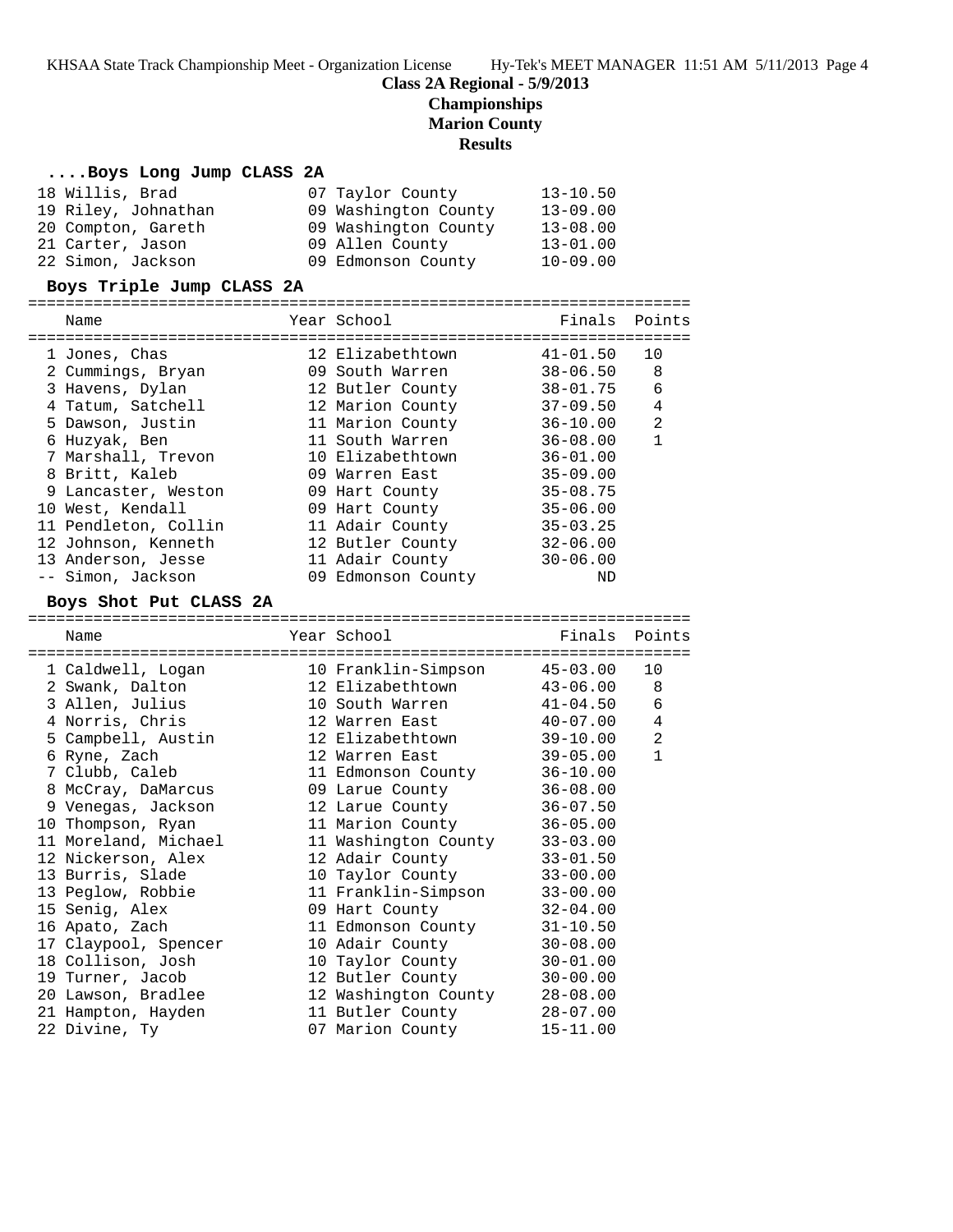**Class 2A Regional - 5/9/2013**
**Championships**
**Marion County**
**Results**

### ....Boys Long Jump CLASS 2A

| Place | Name | Year | School | Finals |
|---|---|---|---|---|
| 18 | Willis, Brad | 07 | Taylor County | 13-10.50 |
| 19 | Riley, Johnathan | 09 | Washington County | 13-09.00 |
| 20 | Compton, Gareth | 09 | Washington County | 13-08.00 |
| 21 | Carter, Jason | 09 | Allen County | 13-01.00 |
| 22 | Simon, Jackson | 09 | Edmonson County | 10-09.00 |

### Boys Triple Jump CLASS 2A

| Place | Name | Year | School | Finals | Points |
|---|---|---|---|---|---|
| 1 | Jones, Chas | 12 | Elizabethtown | 41-01.50 | 10 |
| 2 | Cummings, Bryan | 09 | South Warren | 38-06.50 | 8 |
| 3 | Havens, Dylan | 12 | Butler County | 38-01.75 | 6 |
| 4 | Tatum, Satchell | 12 | Marion County | 37-09.50 | 4 |
| 5 | Dawson, Justin | 11 | Marion County | 36-10.00 | 2 |
| 6 | Huzyak, Ben | 11 | South Warren | 36-08.00 | 1 |
| 7 | Marshall, Trevon | 10 | Elizabethtown | 36-01.00 | |
| 8 | Britt, Kaleb | 09 | Warren East | 35-09.00 | |
| 9 | Lancaster, Weston | 09 | Hart County | 35-08.75 | |
| 10 | West, Kendall | 09 | Hart County | 35-06.00 | |
| 11 | Pendleton, Collin | 11 | Adair County | 35-03.25 | |
| 12 | Johnson, Kenneth | 12 | Butler County | 32-06.00 | |
| 13 | Anderson, Jesse | 11 | Adair County | 30-06.00 | |
| -- | Simon, Jackson | 09 | Edmonson County | ND | |

### Boys Shot Put CLASS 2A

| Place | Name | Year | School | Finals | Points |
|---|---|---|---|---|---|
| 1 | Caldwell, Logan | 10 | Franklin-Simpson | 45-03.00 | 10 |
| 2 | Swank, Dalton | 12 | Elizabethtown | 43-06.00 | 8 |
| 3 | Allen, Julius | 10 | South Warren | 41-04.50 | 6 |
| 4 | Norris, Chris | 12 | Warren East | 40-07.00 | 4 |
| 5 | Campbell, Austin | 12 | Elizabethtown | 39-10.00 | 2 |
| 6 | Ryne, Zach | 12 | Warren East | 39-05.00 | 1 |
| 7 | Clubb, Caleb | 11 | Edmonson County | 36-10.00 | |
| 8 | McCray, DaMarcus | 09 | Larue County | 36-08.00 | |
| 9 | Venegas, Jackson | 12 | Larue County | 36-07.50 | |
| 10 | Thompson, Ryan | 11 | Marion County | 36-05.00 | |
| 11 | Moreland, Michael | 11 | Washington County | 33-03.00 | |
| 12 | Nickerson, Alex | 12 | Adair County | 33-01.50 | |
| 13 | Burris, Slade | 10 | Taylor County | 33-00.00 | |
| 13 | Peglow, Robbie | 11 | Franklin-Simpson | 33-00.00 | |
| 15 | Senig, Alex | 09 | Hart County | 32-04.00 | |
| 16 | Apato, Zach | 11 | Edmonson County | 31-10.50 | |
| 17 | Claypool, Spencer | 10 | Adair County | 30-08.00 | |
| 18 | Collison, Josh | 10 | Taylor County | 30-01.00 | |
| 19 | Turner, Jacob | 12 | Butler County | 30-00.00 | |
| 20 | Lawson, Bradlee | 12 | Washington County | 28-08.00 | |
| 21 | Hampton, Hayden | 11 | Butler County | 28-07.00 | |
| 22 | Divine, Ty | 07 | Marion County | 15-11.00 | |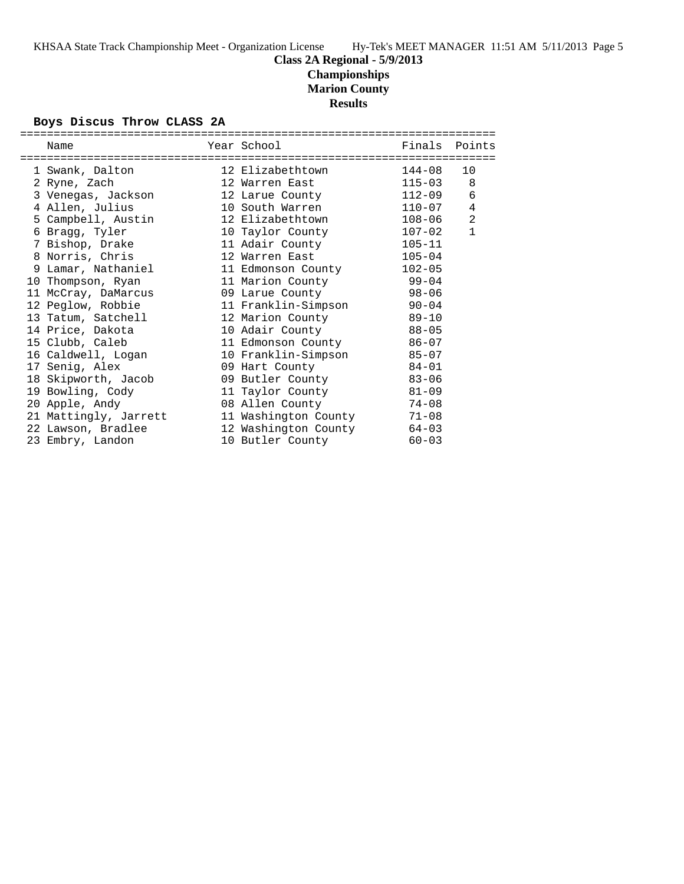**Class 2A Regional - 5/9/2013**

**Championships**

**Marion County**

**Results**

### Boys Discus Throw CLASS 2A

| | Name | Year | School | Finals | Points |
|---|---|---|---|---|---|
| 1 | Swank, Dalton | 12 | Elizabethtown | 144-08 | 10 |
| 2 | Ryne, Zach | 12 | Warren East | 115-03 | 8 |
| 3 | Venegas, Jackson | 12 | Larue County | 112-09 | 6 |
| 4 | Allen, Julius | 10 | South Warren | 110-07 | 4 |
| 5 | Campbell, Austin | 12 | Elizabethtown | 108-06 | 2 |
| 6 | Bragg, Tyler | 10 | Taylor County | 107-02 | 1 |
| 7 | Bishop, Drake | 11 | Adair County | 105-11 | |
| 8 | Norris, Chris | 12 | Warren East | 105-04 | |
| 9 | Lamar, Nathaniel | 11 | Edmonson County | 102-05 | |
| 10 | Thompson, Ryan | 11 | Marion County | 99-04 | |
| 11 | McCray, DaMarcus | 09 | Larue County | 98-06 | |
| 12 | Peglow, Robbie | 11 | Franklin-Simpson | 90-04 | |
| 13 | Tatum, Satchell | 12 | Marion County | 89-10 | |
| 14 | Price, Dakota | 10 | Adair County | 88-05 | |
| 15 | Clubb, Caleb | 11 | Edmonson County | 86-07 | |
| 16 | Caldwell, Logan | 10 | Franklin-Simpson | 85-07 | |
| 17 | Senig, Alex | 09 | Hart County | 84-01 | |
| 18 | Skipworth, Jacob | 09 | Butler County | 83-06 | |
| 19 | Bowling, Cody | 11 | Taylor County | 81-09 | |
| 20 | Apple, Andy | 08 | Allen County | 74-08 | |
| 21 | Mattingly, Jarrett | 11 | Washington County | 71-08 | |
| 22 | Lawson, Bradlee | 12 | Washington County | 64-03 | |
| 23 | Embry, Landon | 10 | Butler County | 60-03 | |